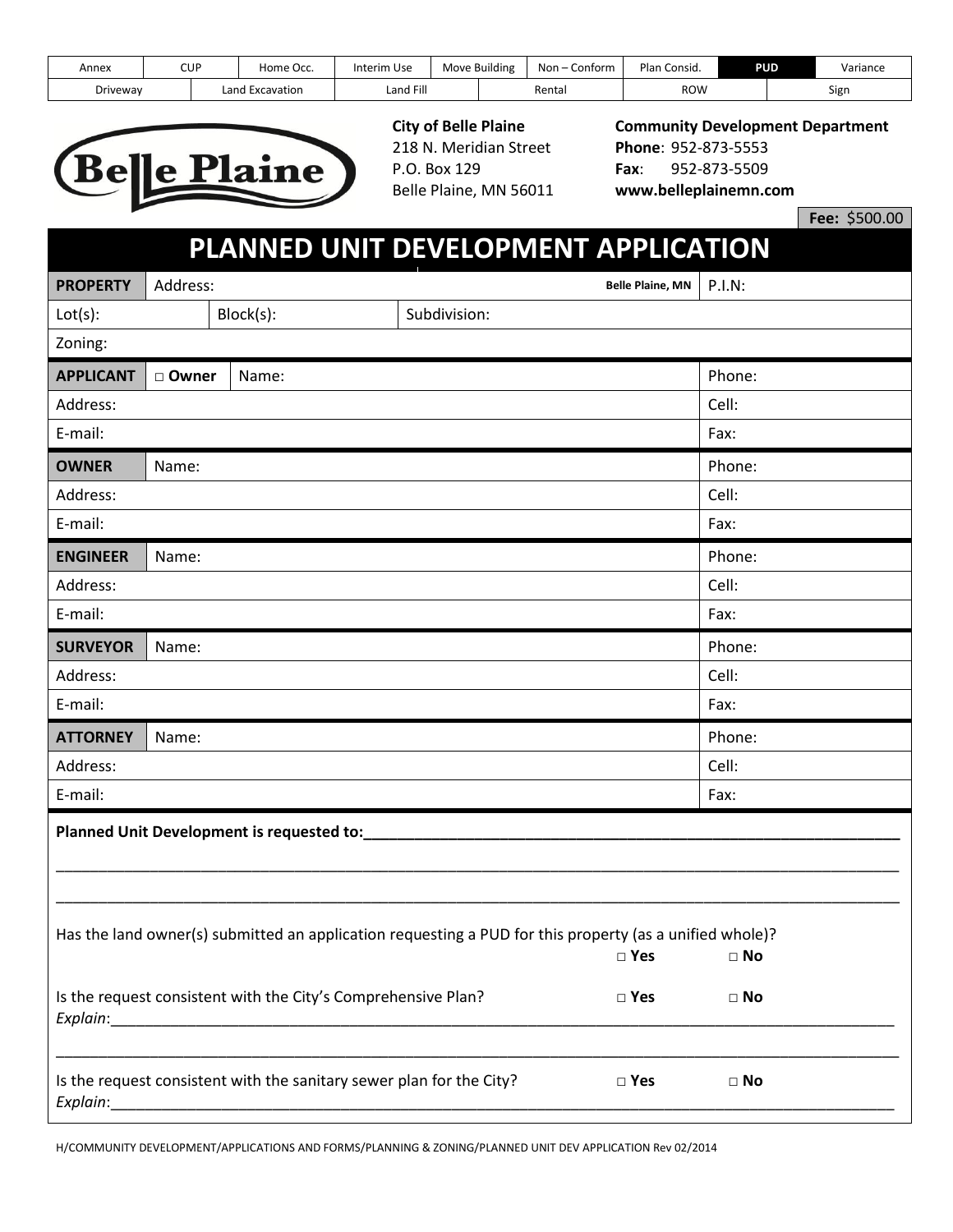| Annex | CUP | Home Occ. | Interim Use | Move Building | Non – Conform | Plan Consid. | **PUD** | Variance |
|---|---|---|---|---|---|---|---|---|
| Driveway | Land Excavation | Land Fill | Rental | ROW | Sign | | | |

Belle Plaine

**City of Belle Plaine**
218 N. Meridian Street
P.O. Box 129
Belle Plaine, MN 56011

**Community Development Department**
**Phone**: 952-873-5553
**Fax**: 952-873-5509
**www.belleplainemn.com**

**Fee:** $500.00

# PLANNED UNIT DEVELOPMENT APPLICATION

| **PROPERTY** | Address: | | **Belle Plaine, MN** | P.I.N: |
|---|---|---|---|---|
| Lot(s): | Block(s): | Subdivision: | | |
| Zoning: | | | | |

| **APPLICANT** | □ **Owner** | Name: | Phone: |
|---|---|---|---|
| Address: | | | Cell: |
| E-mail: | | | Fax: |

| **OWNER** | Name: | Phone: |
|---|---|---|
| Address: | | Cell: |
| E-mail: | | Fax: |

| **ENGINEER** | Name: | Phone: |
|---|---|---|
| Address: | | Cell: |
| E-mail: | | Fax: |

| **SURVEYOR** | Name: | Phone: |
|---|---|---|
| Address: | | Cell: |
| E-mail: | | Fax: |

| **ATTORNEY** | Name: | Phone: |
|---|---|---|
| Address: | | Cell: |
| E-mail: | | Fax: |

**Planned Unit Development is requested to:**______________________________________________________________

_____________________________________________________________________________________________

_____________________________________________________________________________________________

Has the land owner(s) submitted an application requesting a PUD for this property (as a unified whole)?
□ **Yes** □ **No**

Is the request consistent with the City's Comprehensive Plan? □ **Yes** □ **No**
*Explain*:____________________________________________________________________________________

_____________________________________________________________________________________________

Is the request consistent with the sanitary sewer plan for the City? □ **Yes** □ **No**
*Explain*:____________________________________________________________________________________

H/COMMUNITY DEVELOPMENT/APPLICATIONS AND FORMS/PLANNING & ZONING/PLANNED UNIT DEV APPLICATION Rev 02/2014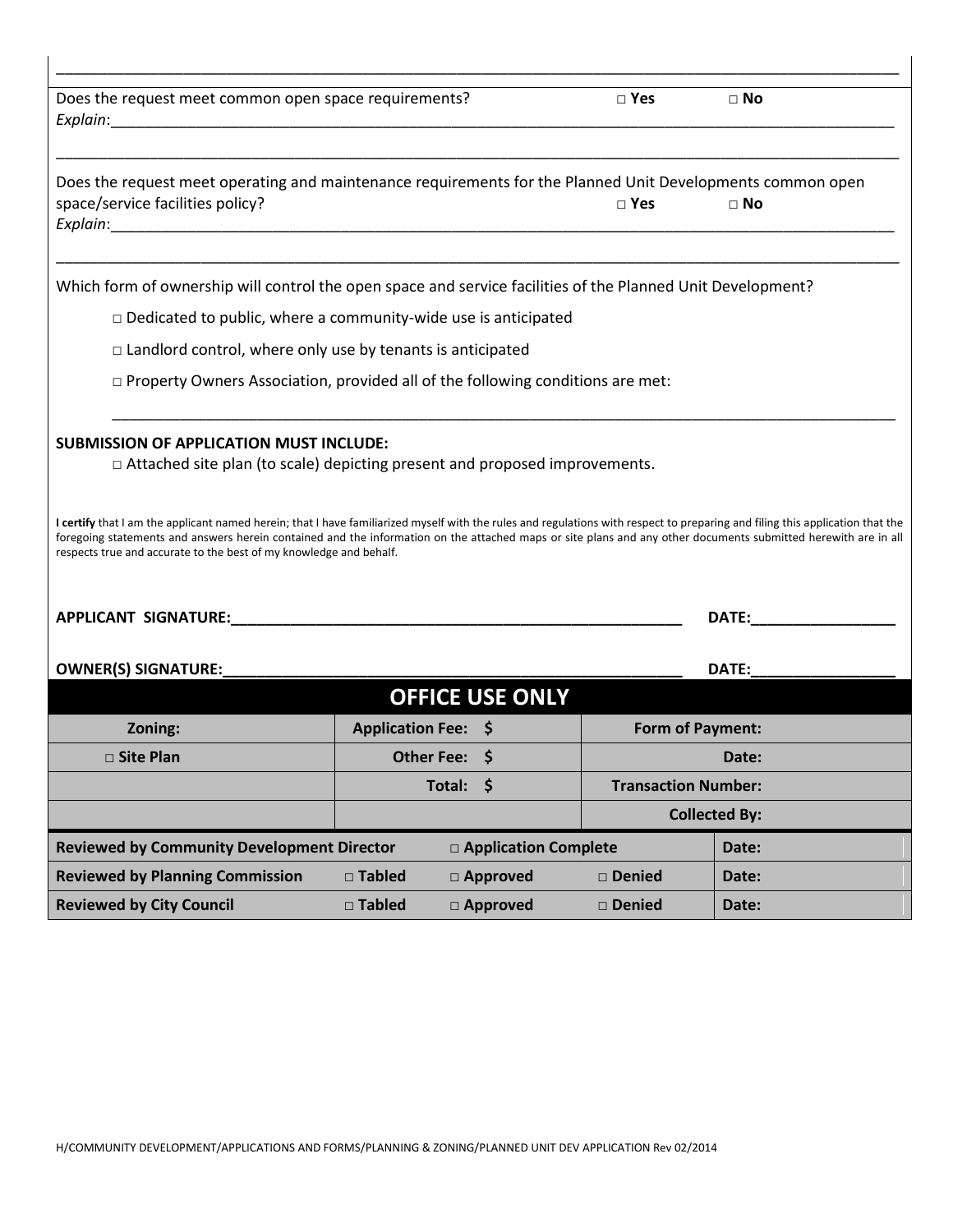___________________________________________________________________________________________________

Does the request meet common open space requirements? □ **Yes** □ **No**

*Explain*:___________________________________________________________________________________________

___________________________________________________________________________________________________

Does the request meet operating and maintenance requirements for the Planned Unit Developments common open space/service facilities policy? □ **Yes** □ **No**

*Explain*:___________________________________________________________________________________________

___________________________________________________________________________________________________

Which form of ownership will control the open space and service facilities of the Planned Unit Development?

□ Dedicated to public, where a community-wide use is anticipated

□ Landlord control, where only use by tenants is anticipated

□ Property Owners Association, provided all of the following conditions are met:

___________________________________________________________________________________________________

**SUBMISSION OF APPLICATION MUST INCLUDE:**

□ Attached site plan (to scale) depicting present and proposed improvements.

**I certify** that I am the applicant named herein; that I have familiarized myself with the rules and regulations with respect to preparing and filing this application that the foregoing statements and answers herein contained and the information on the attached maps or site plans and any other documents submitted herewith are in all respects true and accurate to the best of my knowledge and behalf.

**APPLICANT SIGNATURE:**_______________________________________________________ **DATE:**_________________

**OWNER(S) SIGNATURE:**_______________________________________________________ **DATE:**_________________

## OFFICE USE ONLY

| | | |
|---|---|---|
| **Zoning:** | **Application Fee: $** | **Form of Payment:** |
| □ **Site Plan** | **Other Fee: $** | **Date:** |
| | **Total: $** | **Transaction Number:** |
| | | **Collected By:** |

| | | | | |
|---|---|---|---|---|
| **Reviewed by Community Development Director** | | □ **Application Complete** | | **Date:** |
| **Reviewed by Planning Commission** | □ **Tabled** | □ **Approved** | □ **Denied** | **Date:** |
| **Reviewed by City Council** | □ **Tabled** | □ **Approved** | □ **Denied** | **Date:** |

H/COMMUNITY DEVELOPMENT/APPLICATIONS AND FORMS/PLANNING & ZONING/PLANNED UNIT DEV APPLICATION Rev 02/2014